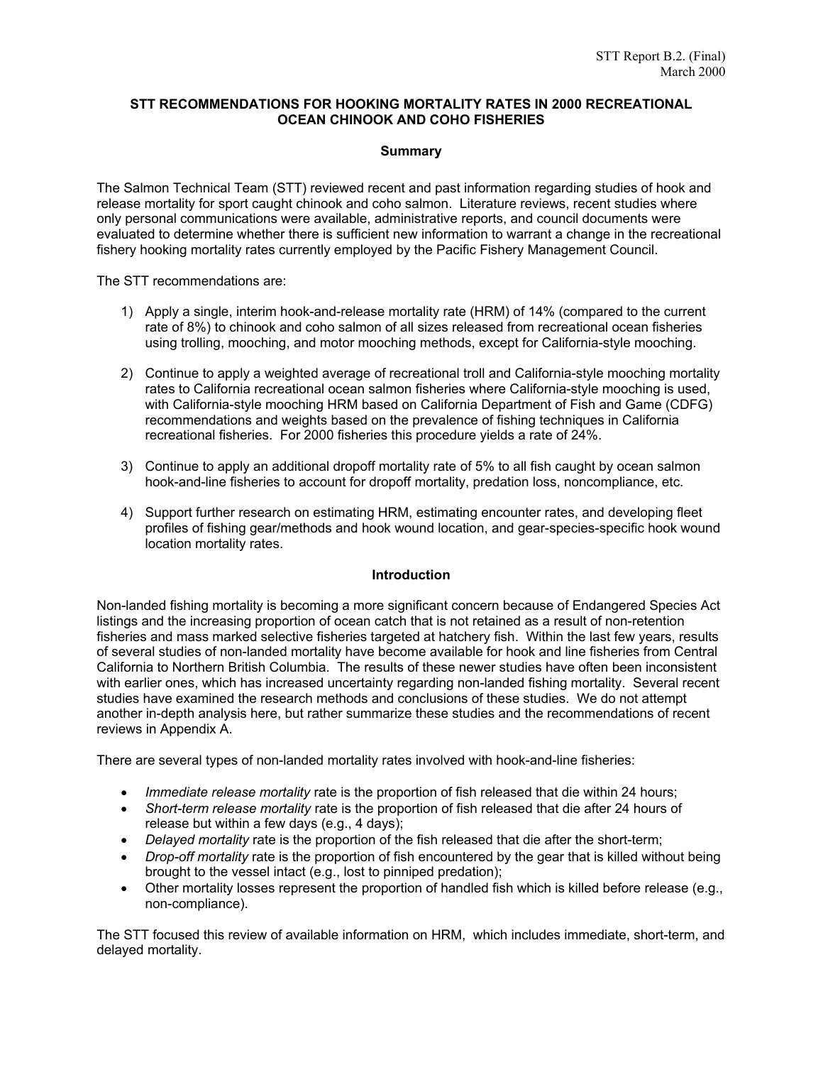STT Report B.2. (Final)
March 2000

# STT RECOMMENDATIONS FOR HOOKING MORTALITY RATES IN 2000 RECREATIONAL OCEAN CHINOOK AND COHO FISHERIES

## Summary

The Salmon Technical Team (STT) reviewed recent and past information regarding studies of hook and release mortality for sport caught chinook and coho salmon. Literature reviews, recent studies where only personal communications were available, administrative reports, and council documents were evaluated to determine whether there is sufficient new information to warrant a change in the recreational fishery hooking mortality rates currently employed by the Pacific Fishery Management Council.

The STT recommendations are:

1) Apply a single, interim hook-and-release mortality rate (HRM) of 14% (compared to the current rate of 8%) to chinook and coho salmon of all sizes released from recreational ocean fisheries using trolling, mooching, and motor mooching methods, except for California-style mooching.

2) Continue to apply a weighted average of recreational troll and California-style mooching mortality rates to California recreational ocean salmon fisheries where California-style mooching is used, with California-style mooching HRM based on California Department of Fish and Game (CDFG) recommendations and weights based on the prevalence of fishing techniques in California recreational fisheries. For 2000 fisheries this procedure yields a rate of 24%.

3) Continue to apply an additional dropoff mortality rate of 5% to all fish caught by ocean salmon hook-and-line fisheries to account for dropoff mortality, predation loss, noncompliance, etc.

4) Support further research on estimating HRM, estimating encounter rates, and developing fleet profiles of fishing gear/methods and hook wound location, and gear-species-specific hook wound location mortality rates.

## Introduction

Non-landed fishing mortality is becoming a more significant concern because of Endangered Species Act listings and the increasing proportion of ocean catch that is not retained as a result of non-retention fisheries and mass marked selective fisheries targeted at hatchery fish. Within the last few years, results of several studies of non-landed mortality have become available for hook and line fisheries from Central California to Northern British Columbia. The results of these newer studies have often been inconsistent with earlier ones, which has increased uncertainty regarding non-landed fishing mortality. Several recent studies have examined the research methods and conclusions of these studies. We do not attempt another in-depth analysis here, but rather summarize these studies and the recommendations of recent reviews in Appendix A.

There are several types of non-landed mortality rates involved with hook-and-line fisheries:

- *Immediate release mortality* rate is the proportion of fish released that die within 24 hours;
- *Short-term release mortality* rate is the proportion of fish released that die after 24 hours of release but within a few days (e.g., 4 days);
- *Delayed mortality* rate is the proportion of the fish released that die after the short-term;
- *Drop-off mortality* rate is the proportion of fish encountered by the gear that is killed without being brought to the vessel intact (e.g., lost to pinniped predation);
- Other mortality losses represent the proportion of handled fish which is killed before release (e.g., non-compliance).

The STT focused this review of available information on HRM, which includes immediate, short-term, and delayed mortality.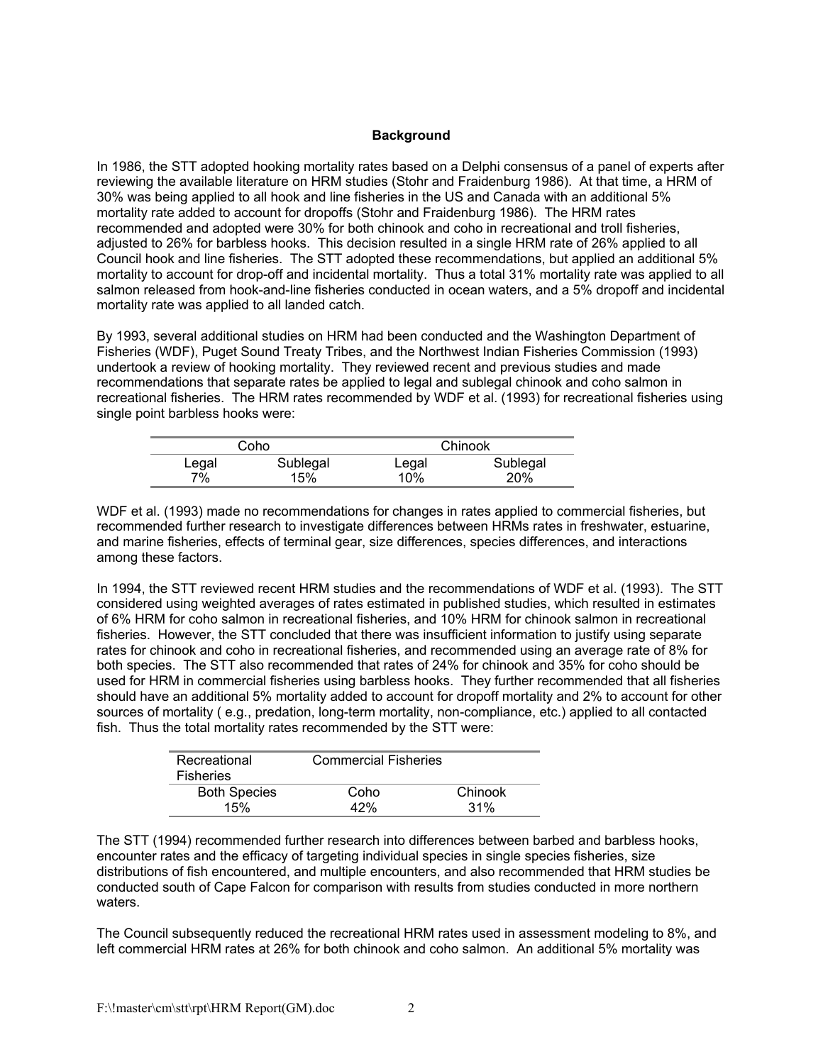## Background

In 1986, the STT adopted hooking mortality rates based on a Delphi consensus of a panel of experts after reviewing the available literature on HRM studies (Stohr and Fraidenburg 1986). At that time, a HRM of 30% was being applied to all hook and line fisheries in the US and Canada with an additional 5% mortality rate added to account for dropoffs (Stohr and Fraidenburg 1986). The HRM rates recommended and adopted were 30% for both chinook and coho in recreational and troll fisheries, adjusted to 26% for barbless hooks. This decision resulted in a single HRM rate of 26% applied to all Council hook and line fisheries. The STT adopted these recommendations, but applied an additional 5% mortality to account for drop-off and incidental mortality. Thus a total 31% mortality rate was applied to all salmon released from hook-and-line fisheries conducted in ocean waters, and a 5% dropoff and incidental mortality rate was applied to all landed catch.

By 1993, several additional studies on HRM had been conducted and the Washington Department of Fisheries (WDF), Puget Sound Treaty Tribes, and the Northwest Indian Fisheries Commission (1993) undertook a review of hooking mortality. They reviewed recent and previous studies and made recommendations that separate rates be applied to legal and sublegal chinook and coho salmon in recreational fisheries. The HRM rates recommended by WDF et al. (1993) for recreational fisheries using single point barbless hooks were:

| Coho | | Chinook | |
|---|---|---|---|
| Legal | Sublegal | Legal | Sublegal |
| 7% | 15% | 10% | 20% |

WDF et al. (1993) made no recommendations for changes in rates applied to commercial fisheries, but recommended further research to investigate differences between HRMs rates in freshwater, estuarine, and marine fisheries, effects of terminal gear, size differences, species differences, and interactions among these factors.

In 1994, the STT reviewed recent HRM studies and the recommendations of WDF et al. (1993). The STT considered using weighted averages of rates estimated in published studies, which resulted in estimates of 6% HRM for coho salmon in recreational fisheries, and 10% HRM for chinook salmon in recreational fisheries. However, the STT concluded that there was insufficient information to justify using separate rates for chinook and coho in recreational fisheries, and recommended using an average rate of 8% for both species. The STT also recommended that rates of 24% for chinook and 35% for coho should be used for HRM in commercial fisheries using barbless hooks. They further recommended that all fisheries should have an additional 5% mortality added to account for dropoff mortality and 2% to account for other sources of mortality ( e.g., predation, long-term mortality, non-compliance, etc.) applied to all contacted fish. Thus the total mortality rates recommended by the STT were:

| Recreational Fisheries | Commercial Fisheries | |
|---|---|---|
| Both Species | Coho | Chinook |
| 15% | 42% | 31% |

The STT (1994) recommended further research into differences between barbed and barbless hooks, encounter rates and the efficacy of targeting individual species in single species fisheries, size distributions of fish encountered, and multiple encounters, and also recommended that HRM studies be conducted south of Cape Falcon for comparison with results from studies conducted in more northern waters.

The Council subsequently reduced the recreational HRM rates used in assessment modeling to 8%, and left commercial HRM rates at 26% for both chinook and coho salmon. An additional 5% mortality was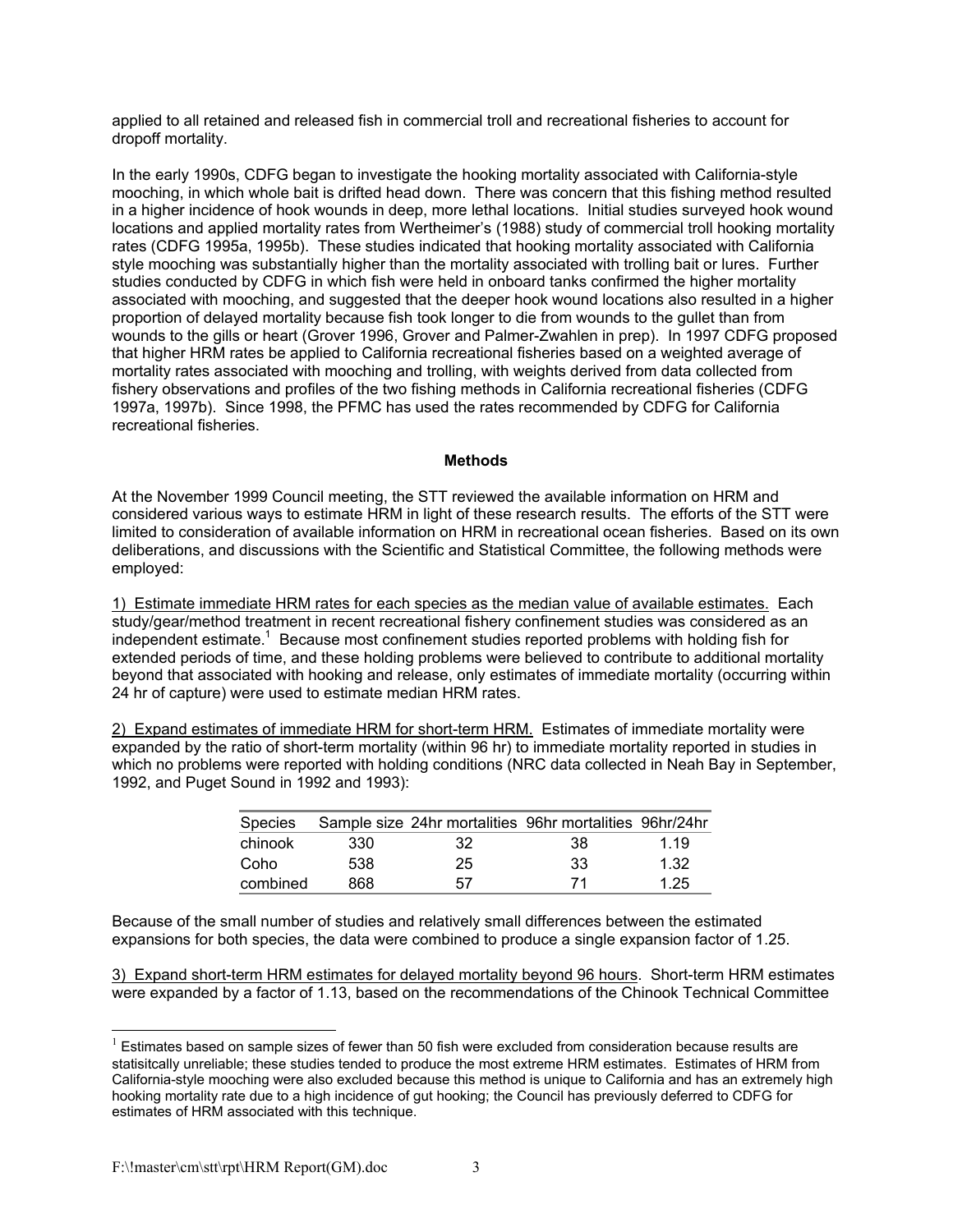applied to all retained and released fish in commercial troll and recreational fisheries to account for dropoff mortality.

In the early 1990s, CDFG began to investigate the hooking mortality associated with California-style mooching, in which whole bait is drifted head down. There was concern that this fishing method resulted in a higher incidence of hook wounds in deep, more lethal locations. Initial studies surveyed hook wound locations and applied mortality rates from Wertheimer's (1988) study of commercial troll hooking mortality rates (CDFG 1995a, 1995b). These studies indicated that hooking mortality associated with California style mooching was substantially higher than the mortality associated with trolling bait or lures. Further studies conducted by CDFG in which fish were held in onboard tanks confirmed the higher mortality associated with mooching, and suggested that the deeper hook wound locations also resulted in a higher proportion of delayed mortality because fish took longer to die from wounds to the gullet than from wounds to the gills or heart (Grover 1996, Grover and Palmer-Zwahlen in prep). In 1997 CDFG proposed that higher HRM rates be applied to California recreational fisheries based on a weighted average of mortality rates associated with mooching and trolling, with weights derived from data collected from fishery observations and profiles of the two fishing methods in California recreational fisheries (CDFG 1997a, 1997b). Since 1998, the PFMC has used the rates recommended by CDFG for California recreational fisheries.

**Methods**

At the November 1999 Council meeting, the STT reviewed the available information on HRM and considered various ways to estimate HRM in light of these research results. The efforts of the STT were limited to consideration of available information on HRM in recreational ocean fisheries. Based on its own deliberations, and discussions with the Scientific and Statistical Committee, the following methods were employed:

1) Estimate immediate HRM rates for each species as the median value of available estimates. Each study/gear/method treatment in recent recreational fishery confinement studies was considered as an independent estimate.[1] Because most confinement studies reported problems with holding fish for extended periods of time, and these holding problems were believed to contribute to additional mortality beyond that associated with hooking and release, only estimates of immediate mortality (occurring within 24 hr of capture) were used to estimate median HRM rates.

2) Expand estimates of immediate HRM for short-term HRM. Estimates of immediate mortality were expanded by the ratio of short-term mortality (within 96 hr) to immediate mortality reported in studies in which no problems were reported with holding conditions (NRC data collected in Neah Bay in September, 1992, and Puget Sound in 1992 and 1993):

| Species | Sample size | 24hr mortalities | 96hr mortalities | 96hr/24hr |
|---|---|---|---|---|
| chinook | 330 | 32 | 38 | 1.19 |
| Coho | 538 | 25 | 33 | 1.32 |
| combined | 868 | 57 | 71 | 1.25 |

Because of the small number of studies and relatively small differences between the estimated expansions for both species, the data were combined to produce a single expansion factor of 1.25.

3) Expand short-term HRM estimates for delayed mortality beyond 96 hours. Short-term HRM estimates were expanded by a factor of 1.13, based on the recommendations of the Chinook Technical Committee

[1] Estimates based on sample sizes of fewer than 50 fish were excluded from consideration because results are statisitcally unreliable; these studies tended to produce the most extreme HRM estimates. Estimates of HRM from California-style mooching were also excluded because this method is unique to California and has an extremely high hooking mortality rate due to a high incidence of gut hooking; the Council has previously deferred to CDFG for estimates of HRM associated with this technique.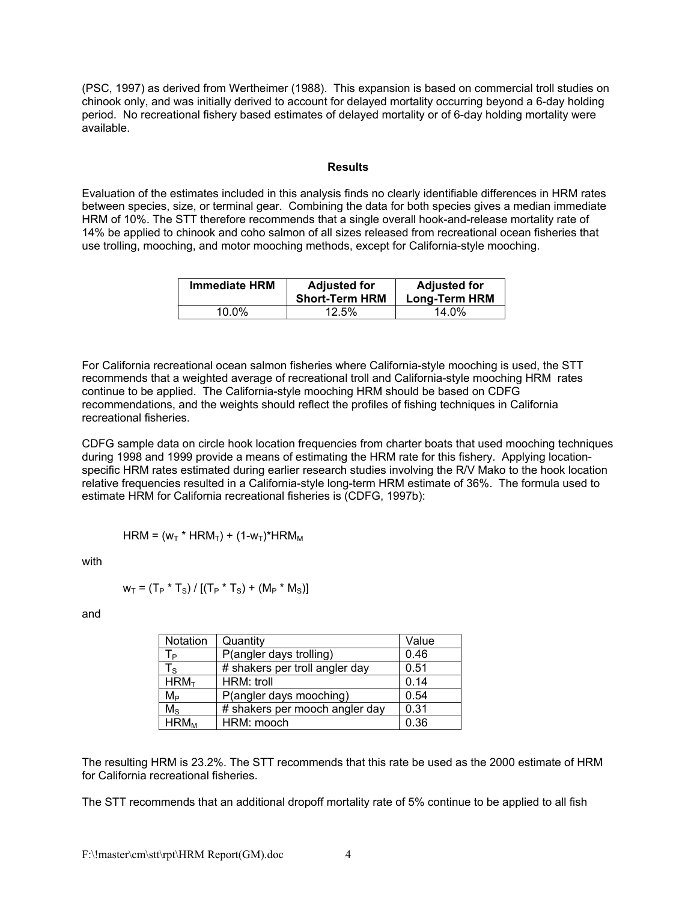(PSC, 1997) as derived from Wertheimer (1988). This expansion is based on commercial troll studies on chinook only, and was initially derived to account for delayed mortality occurring beyond a 6-day holding period. No recreational fishery based estimates of delayed mortality or of 6-day holding mortality were available.

## Results

Evaluation of the estimates included in this analysis finds no clearly identifiable differences in HRM rates between species, size, or terminal gear. Combining the data for both species gives a median immediate HRM of 10%. The STT therefore recommends that a single overall hook-and-release mortality rate of 14% be applied to chinook and coho salmon of all sizes released from recreational ocean fisheries that use trolling, mooching, and motor mooching methods, except for California-style mooching.

| Immediate HRM | Adjusted for Short-Term HRM | Adjusted for Long-Term HRM |
| --- | --- | --- |
| 10.0% | 12.5% | 14.0% |

For California recreational ocean salmon fisheries where California-style mooching is used, the STT recommends that a weighted average of recreational troll and California-style mooching HRM rates continue to be applied. The California-style mooching HRM should be based on CDFG recommendations, and the weights should reflect the profiles of fishing techniques in California recreational fisheries.

CDFG sample data on circle hook location frequencies from charter boats that used mooching techniques during 1998 and 1999 provide a means of estimating the HRM rate for this fishery. Applying location-specific HRM rates estimated during earlier research studies involving the R/V Mako to the hook location relative frequencies resulted in a California-style long-term HRM estimate of 36%. The formula used to estimate HRM for California recreational fisheries is (CDFG, 1997b):

$$HRM = (w_T * HRM_T) + (1-w_T)*HRM_M$$

with

$$w_T = (T_P * T_S) / [(T_P * T_S) + (M_P * M_S)]$$

and

| Notation | Quantity | Value |
| --- | --- | --- |
| $T_P$ | P(angler days trolling) | 0.46 |
| $T_S$ | # shakers per troll angler day | 0.51 |
| $HRM_T$ | HRM: troll | 0.14 |
| $M_P$ | P(angler days mooching) | 0.54 |
| $M_S$ | # shakers per mooch angler day | 0.31 |
| $HRM_M$ | HRM: mooch | 0.36 |

The resulting HRM is 23.2%. The STT recommends that this rate be used as the 2000 estimate of HRM for California recreational fisheries.

The STT recommends that an additional dropoff mortality rate of 5% continue to be applied to all fish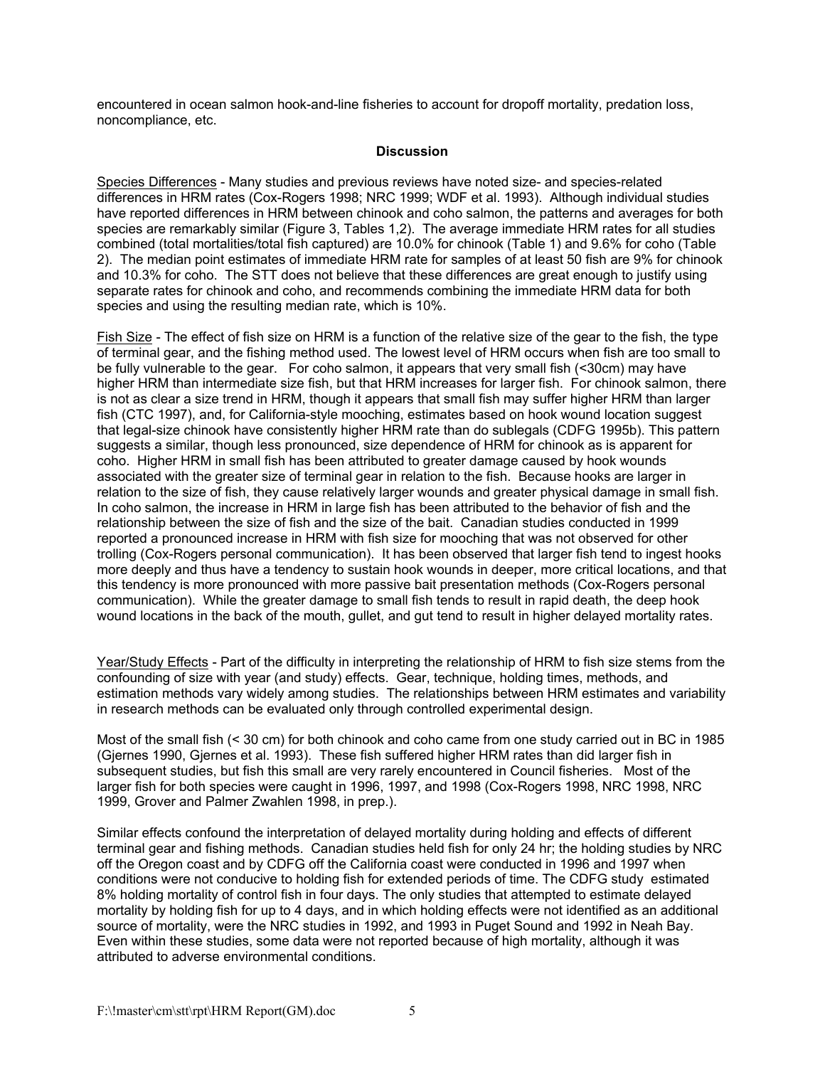encountered in ocean salmon hook-and-line fisheries to account for dropoff mortality, predation loss, noncompliance, etc.

## Discussion

Species Differences - Many studies and previous reviews have noted size- and species-related differences in HRM rates (Cox-Rogers 1998; NRC 1999; WDF et al. 1993). Although individual studies have reported differences in HRM between chinook and coho salmon, the patterns and averages for both species are remarkably similar (Figure 3, Tables 1,2). The average immediate HRM rates for all studies combined (total mortalities/total fish captured) are 10.0% for chinook (Table 1) and 9.6% for coho (Table 2). The median point estimates of immediate HRM rate for samples of at least 50 fish are 9% for chinook and 10.3% for coho. The STT does not believe that these differences are great enough to justify using separate rates for chinook and coho, and recommends combining the immediate HRM data for both species and using the resulting median rate, which is 10%.

Fish Size - The effect of fish size on HRM is a function of the relative size of the gear to the fish, the type of terminal gear, and the fishing method used. The lowest level of HRM occurs when fish are too small to be fully vulnerable to the gear. For coho salmon, it appears that very small fish (<30cm) may have higher HRM than intermediate size fish, but that HRM increases for larger fish. For chinook salmon, there is not as clear a size trend in HRM, though it appears that small fish may suffer higher HRM than larger fish (CTC 1997), and, for California-style mooching, estimates based on hook wound location suggest that legal-size chinook have consistently higher HRM rate than do sublegals (CDFG 1995b). This pattern suggests a similar, though less pronounced, size dependence of HRM for chinook as is apparent for coho. Higher HRM in small fish has been attributed to greater damage caused by hook wounds associated with the greater size of terminal gear in relation to the fish. Because hooks are larger in relation to the size of fish, they cause relatively larger wounds and greater physical damage in small fish. In coho salmon, the increase in HRM in large fish has been attributed to the behavior of fish and the relationship between the size of fish and the size of the bait. Canadian studies conducted in 1999 reported a pronounced increase in HRM with fish size for mooching that was not observed for other trolling (Cox-Rogers personal communication). It has been observed that larger fish tend to ingest hooks more deeply and thus have a tendency to sustain hook wounds in deeper, more critical locations, and that this tendency is more pronounced with more passive bait presentation methods (Cox-Rogers personal communication). While the greater damage to small fish tends to result in rapid death, the deep hook wound locations in the back of the mouth, gullet, and gut tend to result in higher delayed mortality rates.

Year/Study Effects - Part of the difficulty in interpreting the relationship of HRM to fish size stems from the confounding of size with year (and study) effects. Gear, technique, holding times, methods, and estimation methods vary widely among studies. The relationships between HRM estimates and variability in research methods can be evaluated only through controlled experimental design.

Most of the small fish (< 30 cm) for both chinook and coho came from one study carried out in BC in 1985 (Gjernes 1990, Gjernes et al. 1993). These fish suffered higher HRM rates than did larger fish in subsequent studies, but fish this small are very rarely encountered in Council fisheries. Most of the larger fish for both species were caught in 1996, 1997, and 1998 (Cox-Rogers 1998, NRC 1998, NRC 1999, Grover and Palmer Zwahlen 1998, in prep.).

Similar effects confound the interpretation of delayed mortality during holding and effects of different terminal gear and fishing methods. Canadian studies held fish for only 24 hr; the holding studies by NRC off the Oregon coast and by CDFG off the California coast were conducted in 1996 and 1997 when conditions were not conducive to holding fish for extended periods of time. The CDFG study estimated 8% holding mortality of control fish in four days. The only studies that attempted to estimate delayed mortality by holding fish for up to 4 days, and in which holding effects were not identified as an additional source of mortality, were the NRC studies in 1992, and 1993 in Puget Sound and 1992 in Neah Bay. Even within these studies, some data were not reported because of high mortality, although it was attributed to adverse environmental conditions.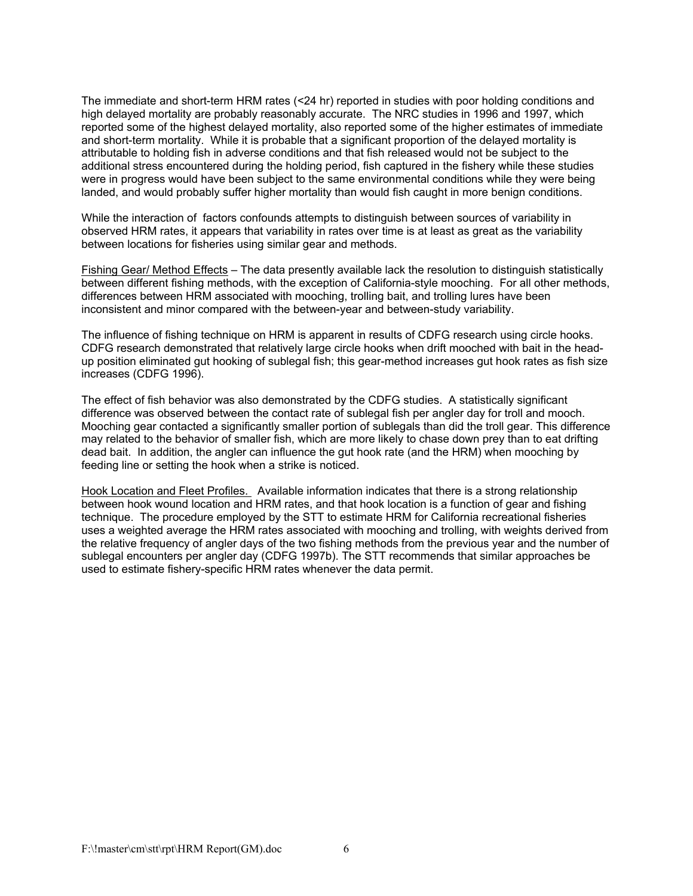The immediate and short-term HRM rates (<24 hr) reported in studies with poor holding conditions and high delayed mortality are probably reasonably accurate. The NRC studies in 1996 and 1997, which reported some of the highest delayed mortality, also reported some of the higher estimates of immediate and short-term mortality. While it is probable that a significant proportion of the delayed mortality is attributable to holding fish in adverse conditions and that fish released would not be subject to the additional stress encountered during the holding period, fish captured in the fishery while these studies were in progress would have been subject to the same environmental conditions while they were being landed, and would probably suffer higher mortality than would fish caught in more benign conditions.

While the interaction of factors confounds attempts to distinguish between sources of variability in observed HRM rates, it appears that variability in rates over time is at least as great as the variability between locations for fisheries using similar gear and methods.

<u>Fishing Gear/ Method Effects</u> – The data presently available lack the resolution to distinguish statistically between different fishing methods, with the exception of California-style mooching. For all other methods, differences between HRM associated with mooching, trolling bait, and trolling lures have been inconsistent and minor compared with the between-year and between-study variability.

The influence of fishing technique on HRM is apparent in results of CDFG research using circle hooks. CDFG research demonstrated that relatively large circle hooks when drift mooched with bait in the head-up position eliminated gut hooking of sublegal fish; this gear-method increases gut hook rates as fish size increases (CDFG 1996).

The effect of fish behavior was also demonstrated by the CDFG studies. A statistically significant difference was observed between the contact rate of sublegal fish per angler day for troll and mooch. Mooching gear contacted a significantly smaller portion of sublegals than did the troll gear. This difference may related to the behavior of smaller fish, which are more likely to chase down prey than to eat drifting dead bait. In addition, the angler can influence the gut hook rate (and the HRM) when mooching by feeding line or setting the hook when a strike is noticed.

<u>Hook Location and Fleet Profiles.</u> Available information indicates that there is a strong relationship between hook wound location and HRM rates, and that hook location is a function of gear and fishing technique. The procedure employed by the STT to estimate HRM for California recreational fisheries uses a weighted average the HRM rates associated with mooching and trolling, with weights derived from the relative frequency of angler days of the two fishing methods from the previous year and the number of sublegal encounters per angler day (CDFG 1997b). The STT recommends that similar approaches be used to estimate fishery-specific HRM rates whenever the data permit.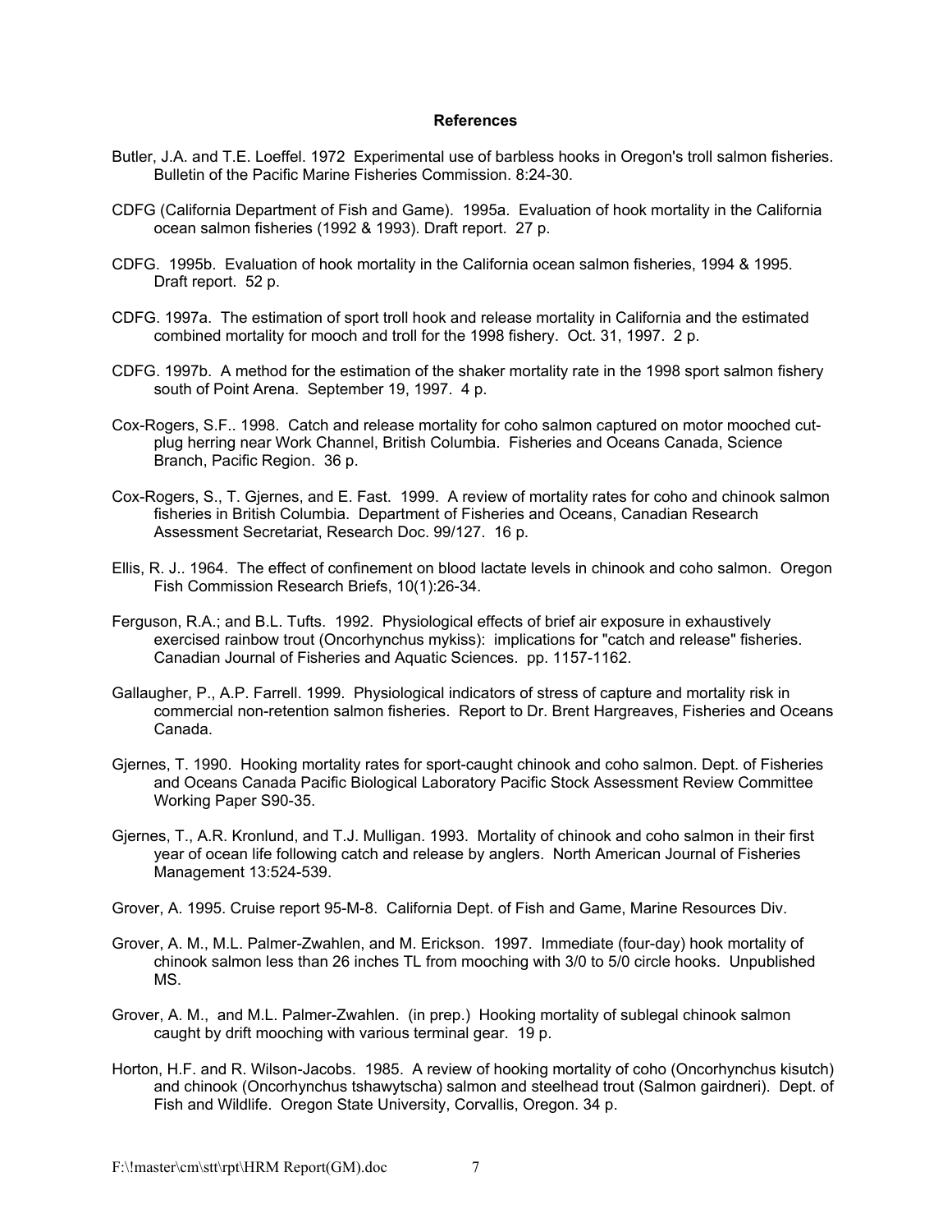## References

Butler, J.A. and T.E. Loeffel. 1972 Experimental use of barbless hooks in Oregon's troll salmon fisheries. Bulletin of the Pacific Marine Fisheries Commission. 8:24-30.

CDFG (California Department of Fish and Game). 1995a. Evaluation of hook mortality in the California ocean salmon fisheries (1992 & 1993). Draft report. 27 p.

CDFG. 1995b. Evaluation of hook mortality in the California ocean salmon fisheries, 1994 & 1995. Draft report. 52 p.

CDFG. 1997a. The estimation of sport troll hook and release mortality in California and the estimated combined mortality for mooch and troll for the 1998 fishery. Oct. 31, 1997. 2 p.

CDFG. 1997b. A method for the estimation of the shaker mortality rate in the 1998 sport salmon fishery south of Point Arena. September 19, 1997. 4 p.

Cox-Rogers, S.F.. 1998. Catch and release mortality for coho salmon captured on motor mooched cut-plug herring near Work Channel, British Columbia. Fisheries and Oceans Canada, Science Branch, Pacific Region. 36 p.

Cox-Rogers, S., T. Gjernes, and E. Fast. 1999. A review of mortality rates for coho and chinook salmon fisheries in British Columbia. Department of Fisheries and Oceans, Canadian Research Assessment Secretariat, Research Doc. 99/127. 16 p.

Ellis, R. J.. 1964. The effect of confinement on blood lactate levels in chinook and coho salmon. Oregon Fish Commission Research Briefs, 10(1):26-34.

Ferguson, R.A.; and B.L. Tufts. 1992. Physiological effects of brief air exposure in exhaustively exercised rainbow trout (Oncorhynchus mykiss): implications for "catch and release" fisheries. Canadian Journal of Fisheries and Aquatic Sciences. pp. 1157-1162.

Gallaugher, P., A.P. Farrell. 1999. Physiological indicators of stress of capture and mortality risk in commercial non-retention salmon fisheries. Report to Dr. Brent Hargreaves, Fisheries and Oceans Canada.

Gjernes, T. 1990. Hooking mortality rates for sport-caught chinook and coho salmon. Dept. of Fisheries and Oceans Canada Pacific Biological Laboratory Pacific Stock Assessment Review Committee Working Paper S90-35.

Gjernes, T., A.R. Kronlund, and T.J. Mulligan. 1993. Mortality of chinook and coho salmon in their first year of ocean life following catch and release by anglers. North American Journal of Fisheries Management 13:524-539.

Grover, A. 1995. Cruise report 95-M-8. California Dept. of Fish and Game, Marine Resources Div.

Grover, A. M., M.L. Palmer-Zwahlen, and M. Erickson. 1997. Immediate (four-day) hook mortality of chinook salmon less than 26 inches TL from mooching with 3/0 to 5/0 circle hooks. Unpublished MS.

Grover, A. M., and M.L. Palmer-Zwahlen. (in prep.) Hooking mortality of sublegal chinook salmon caught by drift mooching with various terminal gear. 19 p.

Horton, H.F. and R. Wilson-Jacobs. 1985. A review of hooking mortality of coho (Oncorhynchus kisutch) and chinook (Oncorhynchus tshawytscha) salmon and steelhead trout (Salmon gairdneri). Dept. of Fish and Wildlife. Oregon State University, Corvallis, Oregon. 34 p.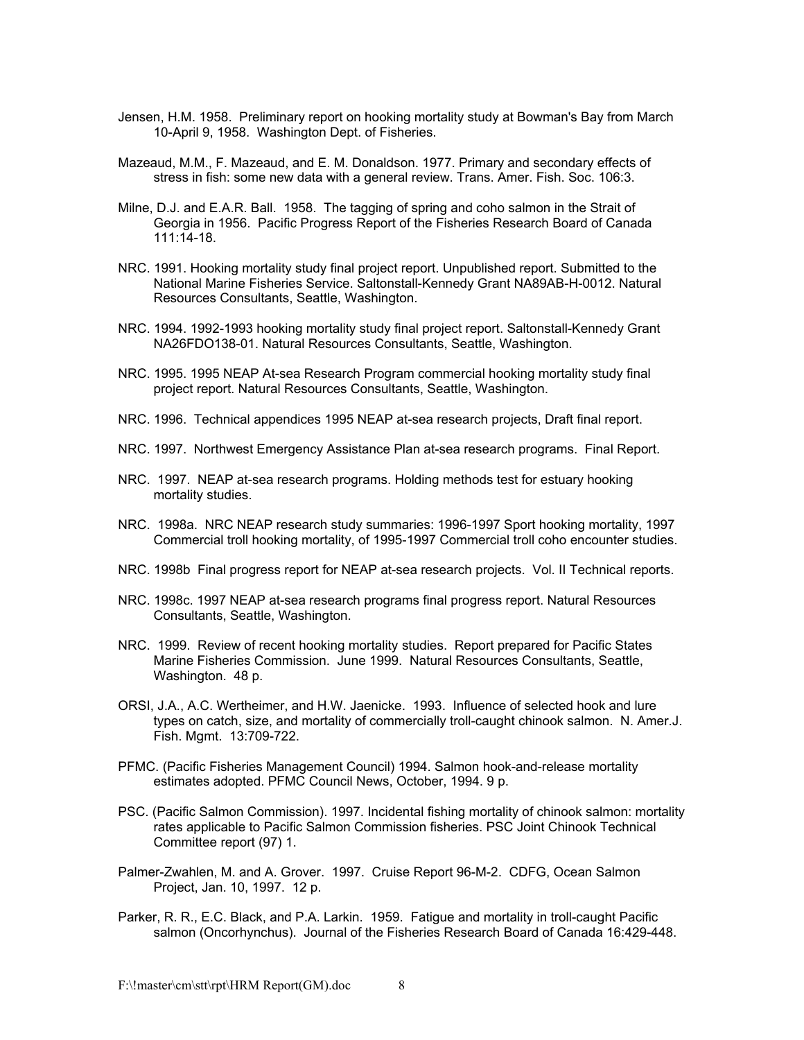Jensen, H.M. 1958. Preliminary report on hooking mortality study at Bowman's Bay from March 10-April 9, 1958. Washington Dept. of Fisheries.

Mazeaud, M.M., F. Mazeaud, and E. M. Donaldson. 1977. Primary and secondary effects of stress in fish: some new data with a general review. Trans. Amer. Fish. Soc. 106:3.

Milne, D.J. and E.A.R. Ball. 1958. The tagging of spring and coho salmon in the Strait of Georgia in 1956. Pacific Progress Report of the Fisheries Research Board of Canada 111:14-18.

NRC. 1991. Hooking mortality study final project report. Unpublished report. Submitted to the National Marine Fisheries Service. Saltonstall-Kennedy Grant NA89AB-H-0012. Natural Resources Consultants, Seattle, Washington.

NRC. 1994. 1992-1993 hooking mortality study final project report. Saltonstall-Kennedy Grant NA26FDO138-01. Natural Resources Consultants, Seattle, Washington.

NRC. 1995. 1995 NEAP At-sea Research Program commercial hooking mortality study final project report. Natural Resources Consultants, Seattle, Washington.

NRC. 1996. Technical appendices 1995 NEAP at-sea research projects, Draft final report.

NRC. 1997. Northwest Emergency Assistance Plan at-sea research programs. Final Report.

NRC. 1997. NEAP at-sea research programs. Holding methods test for estuary hooking mortality studies.

NRC. 1998a. NRC NEAP research study summaries: 1996-1997 Sport hooking mortality, 1997 Commercial troll hooking mortality, of 1995-1997 Commercial troll coho encounter studies.

NRC. 1998b Final progress report for NEAP at-sea research projects. Vol. II Technical reports.

NRC. 1998c. 1997 NEAP at-sea research programs final progress report. Natural Resources Consultants, Seattle, Washington.

NRC. 1999. Review of recent hooking mortality studies. Report prepared for Pacific States Marine Fisheries Commission. June 1999. Natural Resources Consultants, Seattle, Washington. 48 p.

ORSI, J.A., A.C. Wertheimer, and H.W. Jaenicke. 1993. Influence of selected hook and lure types on catch, size, and mortality of commercially troll-caught chinook salmon. N. Amer.J. Fish. Mgmt. 13:709-722.

PFMC. (Pacific Fisheries Management Council) 1994. Salmon hook-and-release mortality estimates adopted. PFMC Council News, October, 1994. 9 p.

PSC. (Pacific Salmon Commission). 1997. Incidental fishing mortality of chinook salmon: mortality rates applicable to Pacific Salmon Commission fisheries. PSC Joint Chinook Technical Committee report (97) 1.

Palmer-Zwahlen, M. and A. Grover. 1997. Cruise Report 96-M-2. CDFG, Ocean Salmon Project, Jan. 10, 1997. 12 p.

Parker, R. R., E.C. Black, and P.A. Larkin. 1959. Fatigue and mortality in troll-caught Pacific salmon (Oncorhynchus). Journal of the Fisheries Research Board of Canada 16:429-448.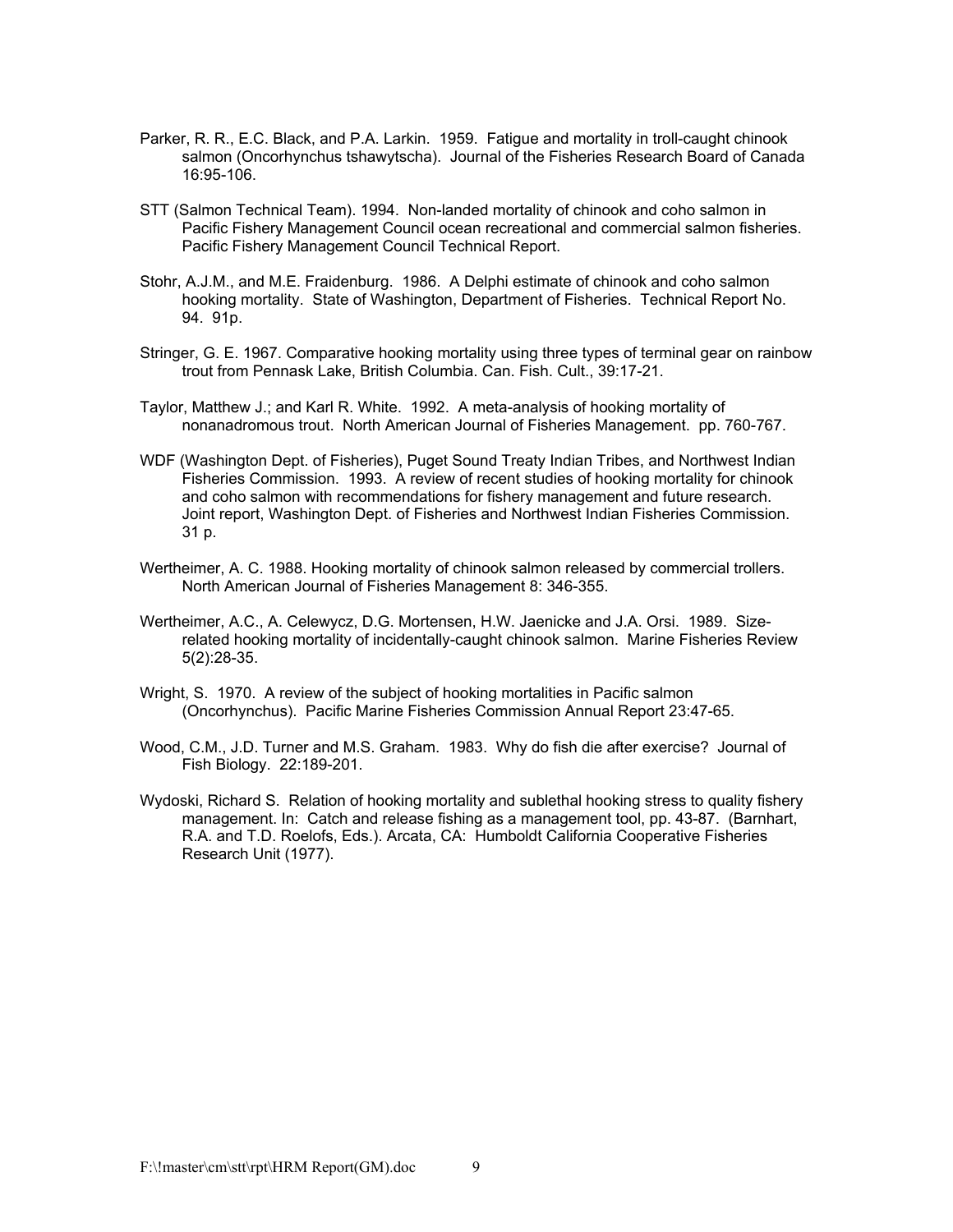Parker, R. R., E.C. Black, and P.A. Larkin. 1959. Fatigue and mortality in troll-caught chinook salmon (Oncorhynchus tshawytscha). Journal of the Fisheries Research Board of Canada 16:95-106.

STT (Salmon Technical Team). 1994. Non-landed mortality of chinook and coho salmon in Pacific Fishery Management Council ocean recreational and commercial salmon fisheries. Pacific Fishery Management Council Technical Report.

Stohr, A.J.M., and M.E. Fraidenburg. 1986. A Delphi estimate of chinook and coho salmon hooking mortality. State of Washington, Department of Fisheries. Technical Report No. 94. 91p.

Stringer, G. E. 1967. Comparative hooking mortality using three types of terminal gear on rainbow trout from Pennask Lake, British Columbia. Can. Fish. Cult., 39:17-21.

Taylor, Matthew J.; and Karl R. White. 1992. A meta-analysis of hooking mortality of nonanadromous trout. North American Journal of Fisheries Management. pp. 760-767.

WDF (Washington Dept. of Fisheries), Puget Sound Treaty Indian Tribes, and Northwest Indian Fisheries Commission. 1993. A review of recent studies of hooking mortality for chinook and coho salmon with recommendations for fishery management and future research. Joint report, Washington Dept. of Fisheries and Northwest Indian Fisheries Commission. 31 p.

Wertheimer, A. C. 1988. Hooking mortality of chinook salmon released by commercial trollers. North American Journal of Fisheries Management 8: 346-355.

Wertheimer, A.C., A. Celewycz, D.G. Mortensen, H.W. Jaenicke and J.A. Orsi. 1989. Size-related hooking mortality of incidentally-caught chinook salmon. Marine Fisheries Review 5(2):28-35.

Wright, S. 1970. A review of the subject of hooking mortalities in Pacific salmon (Oncorhynchus). Pacific Marine Fisheries Commission Annual Report 23:47-65.

Wood, C.M., J.D. Turner and M.S. Graham. 1983. Why do fish die after exercise? Journal of Fish Biology. 22:189-201.

Wydoski, Richard S. Relation of hooking mortality and sublethal hooking stress to quality fishery management. In: Catch and release fishing as a management tool, pp. 43-87. (Barnhart, R.A. and T.D. Roelofs, Eds.). Arcata, CA: Humboldt California Cooperative Fisheries Research Unit (1977).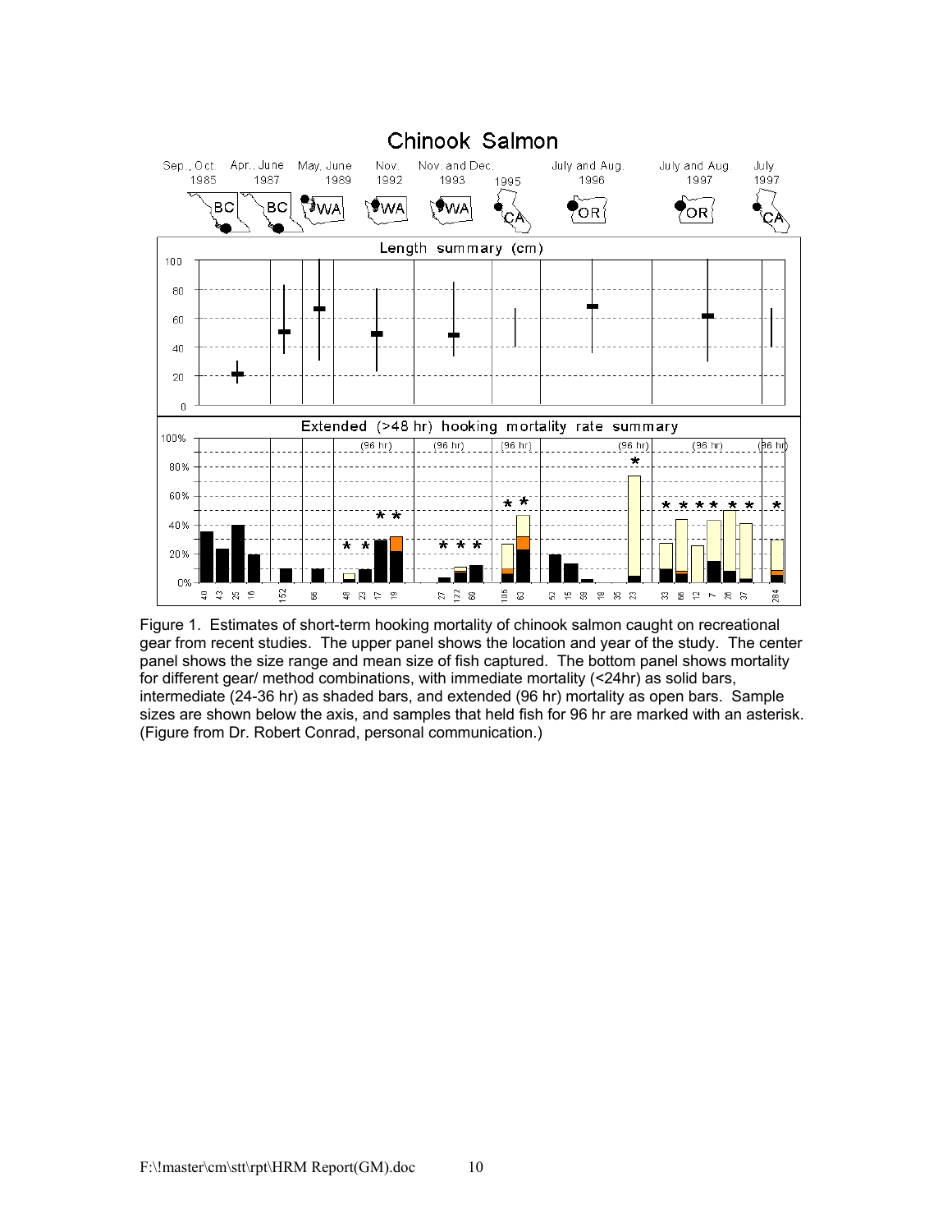Figure 1. Estimates of short-term hooking mortality of chinook salmon caught on recreational gear from recent studies. The upper panel shows the location and year of the study. The center panel shows the size range and mean size of fish captured. The bottom panel shows mortality for different gear/ method combinations, with immediate mortality (<24hr) as solid bars, intermediate (24-36 hr) as shaded bars, and extended (96 hr) mortality as open bars. Sample sizes are shown below the axis, and samples that held fish for 96 hr are marked with an asterisk. (Figure from Dr. Robert Conrad, personal communication.)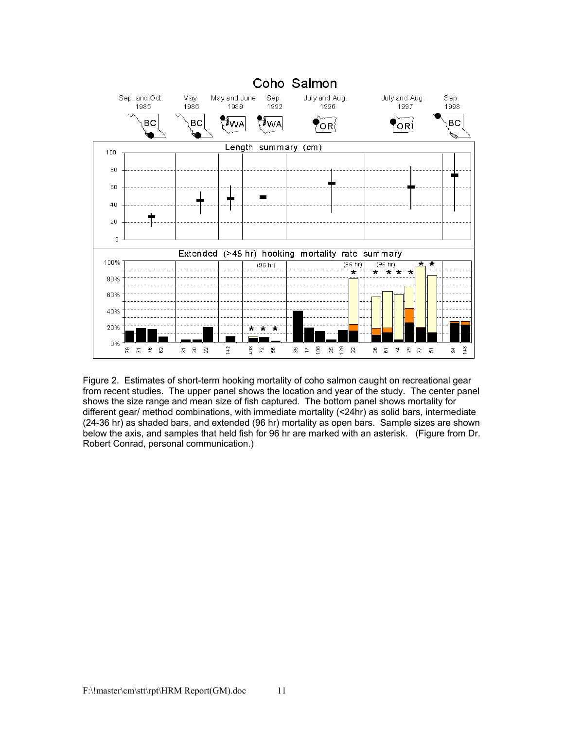Figure 2. Estimates of short-term hooking mortality of coho salmon caught on recreational gear from recent studies. The upper panel shows the location and year of the study. The center panel shows the size range and mean size of fish captured. The bottom panel shows mortality for different gear/ method combinations, with immediate mortality (<24hr) as solid bars, intermediate (24-36 hr) as shaded bars, and extended (96 hr) mortality as open bars. Sample sizes are shown below the axis, and samples that held fish for 96 hr are marked with an asterisk. (Figure from Dr. Robert Conrad, personal communication.)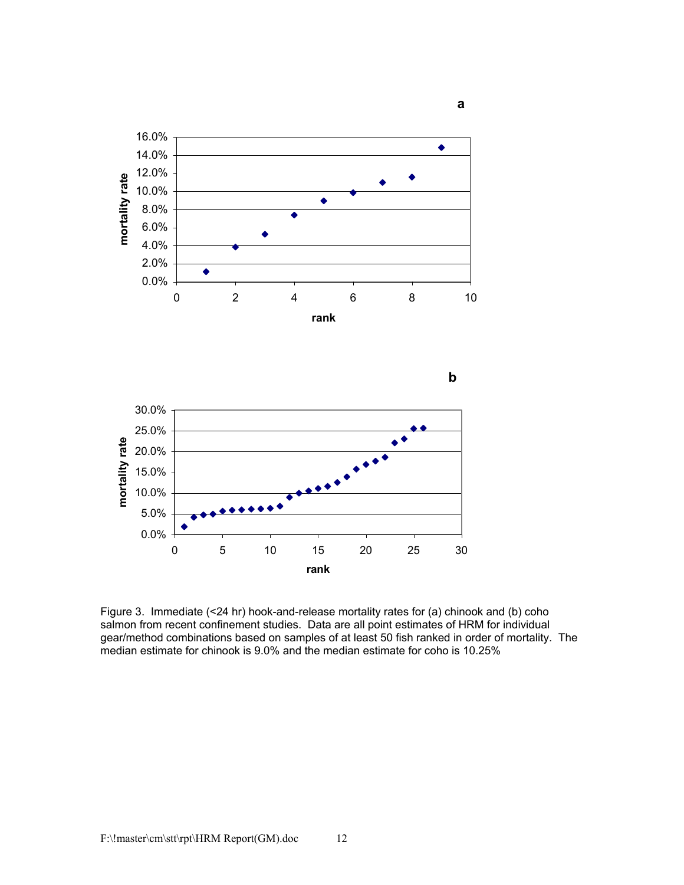Figure 3. Immediate (<24 hr) hook-and-release mortality rates for (a) chinook and (b) coho salmon from recent confinement studies. Data are all point estimates of HRM for individual gear/method combinations based on samples of at least 50 fish ranked in order of mortality. The median estimate for chinook is 9.0% and the median estimate for coho is 10.25%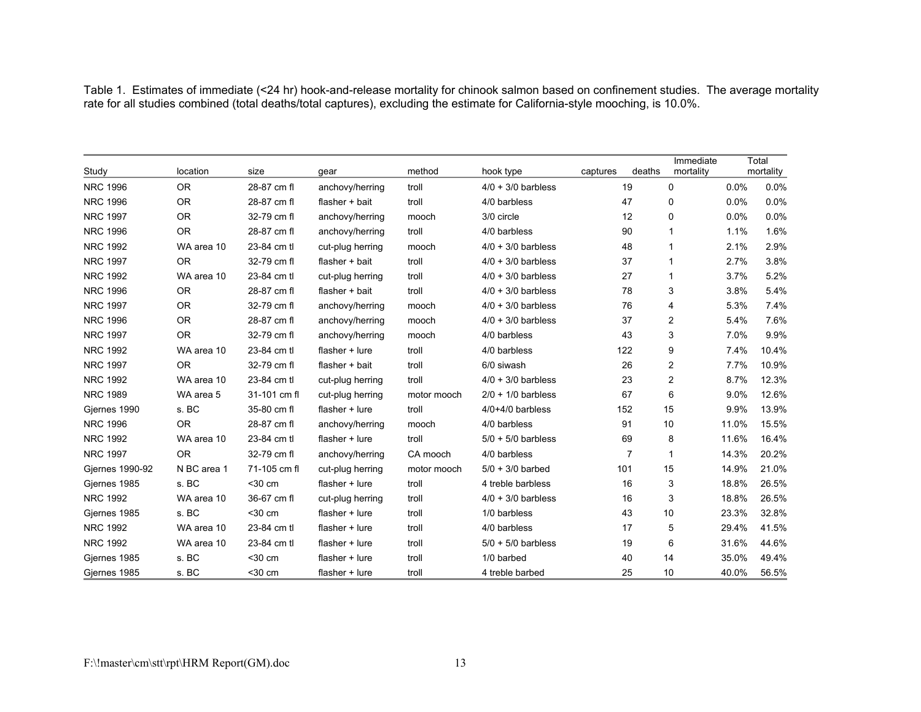Table 1. Estimates of immediate (<24 hr) hook-and-release mortality for chinook salmon based on confinement studies. The average mortality rate for all studies combined (total deaths/total captures), excluding the estimate for California-style mooching, is 10.0%.

| Study | location | size | gear | method | hook type | captures | deaths | Immediate mortality | Total mortality |
|---|---|---|---|---|---|---|---|---|---|
| NRC 1996 | OR | 28-87 cm fl | anchovy/herring | troll | 4/0 + 3/0 barbless | 19 | 0 | 0.0% | 0.0% |
| NRC 1996 | OR | 28-87 cm fl | flasher + bait | troll | 4/0 barbless | 47 | 0 | 0.0% | 0.0% |
| NRC 1997 | OR | 32-79 cm fl | anchovy/herring | mooch | 3/0 circle | 12 | 0 | 0.0% | 0.0% |
| NRC 1996 | OR | 28-87 cm fl | anchovy/herring | troll | 4/0 barbless | 90 | 1 | 1.1% | 1.6% |
| NRC 1992 | WA area 10 | 23-84 cm tl | cut-plug herring | mooch | 4/0 + 3/0 barbless | 48 | 1 | 2.1% | 2.9% |
| NRC 1997 | OR | 32-79 cm fl | flasher + bait | troll | 4/0 + 3/0 barbless | 37 | 1 | 2.7% | 3.8% |
| NRC 1992 | WA area 10 | 23-84 cm tl | cut-plug herring | troll | 4/0 + 3/0 barbless | 27 | 1 | 3.7% | 5.2% |
| NRC 1996 | OR | 28-87 cm fl | flasher + bait | troll | 4/0 + 3/0 barbless | 78 | 3 | 3.8% | 5.4% |
| NRC 1997 | OR | 32-79 cm fl | anchovy/herring | mooch | 4/0 + 3/0 barbless | 76 | 4 | 5.3% | 7.4% |
| NRC 1996 | OR | 28-87 cm fl | anchovy/herring | mooch | 4/0 + 3/0 barbless | 37 | 2 | 5.4% | 7.6% |
| NRC 1997 | OR | 32-79 cm fl | anchovy/herring | mooch | 4/0 barbless | 43 | 3 | 7.0% | 9.9% |
| NRC 1992 | WA area 10 | 23-84 cm tl | flasher + lure | troll | 4/0 barbless | 122 | 9 | 7.4% | 10.4% |
| NRC 1997 | OR | 32-79 cm fl | flasher + bait | troll | 6/0 siwash | 26 | 2 | 7.7% | 10.9% |
| NRC 1992 | WA area 10 | 23-84 cm tl | cut-plug herring | troll | 4/0 + 3/0 barbless | 23 | 2 | 8.7% | 12.3% |
| NRC 1989 | WA area 5 | 31-101 cm fl | cut-plug herring | motor mooch | 2/0 + 1/0 barbless | 67 | 6 | 9.0% | 12.6% |
| Gjernes 1990 | s. BC | 35-80 cm fl | flasher + lure | troll | 4/0+4/0 barbless | 152 | 15 | 9.9% | 13.9% |
| NRC 1996 | OR | 28-87 cm fl | anchovy/herring | mooch | 4/0 barbless | 91 | 10 | 11.0% | 15.5% |
| NRC 1992 | WA area 10 | 23-84 cm tl | flasher + lure | troll | 5/0 + 5/0 barbless | 69 | 8 | 11.6% | 16.4% |
| NRC 1997 | OR | 32-79 cm fl | anchovy/herring | CA mooch | 4/0 barbless | 7 | 1 | 14.3% | 20.2% |
| Gjernes 1990-92 | N BC area 1 | 71-105 cm fl | cut-plug herring | motor mooch | 5/0 + 3/0 barbed | 101 | 15 | 14.9% | 21.0% |
| Gjernes 1985 | s. BC | <30 cm | flasher + lure | troll | 4 treble barbless | 16 | 3 | 18.8% | 26.5% |
| NRC 1992 | WA area 10 | 36-67 cm fl | cut-plug herring | troll | 4/0 + 3/0 barbless | 16 | 3 | 18.8% | 26.5% |
| Gjernes 1985 | s. BC | <30 cm | flasher + lure | troll | 1/0 barbless | 43 | 10 | 23.3% | 32.8% |
| NRC 1992 | WA area 10 | 23-84 cm tl | flasher + lure | troll | 4/0 barbless | 17 | 5 | 29.4% | 41.5% |
| NRC 1992 | WA area 10 | 23-84 cm tl | flasher + lure | troll | 5/0 + 5/0 barbless | 19 | 6 | 31.6% | 44.6% |
| Gjernes 1985 | s. BC | <30 cm | flasher + lure | troll | 1/0 barbed | 40 | 14 | 35.0% | 49.4% |
| Gjernes 1985 | s. BC | <30 cm | flasher + lure | troll | 4 treble barbed | 25 | 10 | 40.0% | 56.5% |

F:\!master\cm\stt\rpt\HRM Report(GM).doc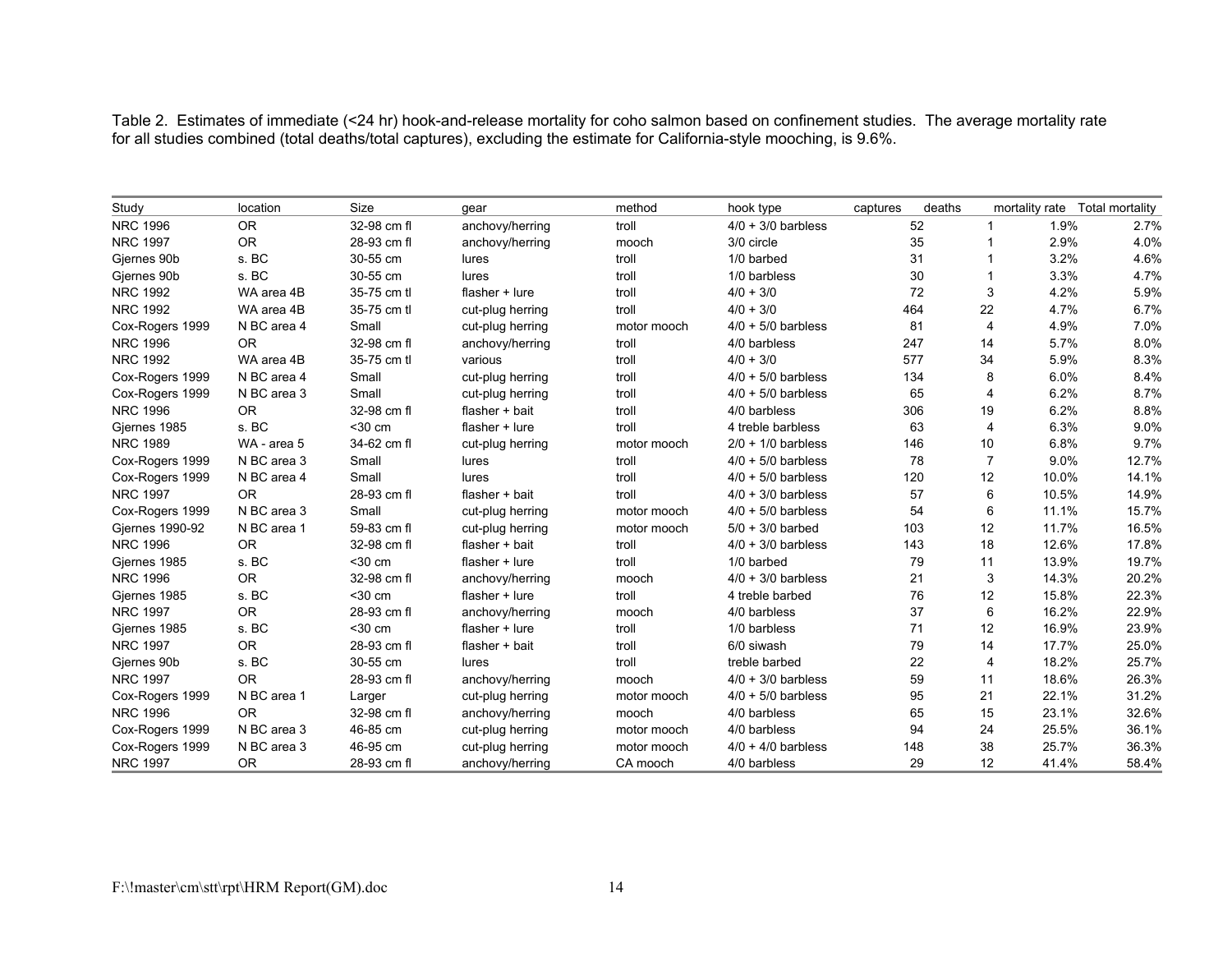Table 2. Estimates of immediate (<24 hr) hook-and-release mortality for coho salmon based on confinement studies. The average mortality rate for all studies combined (total deaths/total captures), excluding the estimate for California-style mooching, is 9.6%.

| Study | location | Size | gear | method | hook type | captures | deaths | mortality rate | Total mortality |
|---|---|---|---|---|---|---|---|---|---|
| NRC 1996 | OR | 32-98 cm fl | anchovy/herring | troll | 4/0 + 3/0 barbless | 52 | 1 | 1.9% | 2.7% |
| NRC 1997 | OR | 28-93 cm fl | anchovy/herring | mooch | 3/0 circle | 35 | 1 | 2.9% | 4.0% |
| Gjernes 90b | s. BC | 30-55 cm | lures | troll | 1/0 barbed | 31 | 1 | 3.2% | 4.6% |
| Gjernes 90b | s. BC | 30-55 cm | lures | troll | 1/0 barbless | 30 | 1 | 3.3% | 4.7% |
| NRC 1992 | WA area 4B | 35-75 cm tl | flasher + lure | troll | 4/0 + 3/0 | 72 | 3 | 4.2% | 5.9% |
| NRC 1992 | WA area 4B | 35-75 cm tl | cut-plug herring | troll | 4/0 + 3/0 | 464 | 22 | 4.7% | 6.7% |
| Cox-Rogers 1999 | N BC area 4 | Small | cut-plug herring | motor mooch | 4/0 + 5/0 barbless | 81 | 4 | 4.9% | 7.0% |
| NRC 1996 | OR | 32-98 cm fl | anchovy/herring | troll | 4/0 barbless | 247 | 14 | 5.7% | 8.0% |
| NRC 1992 | WA area 4B | 35-75 cm tl | various | troll | 4/0 + 3/0 | 577 | 34 | 5.9% | 8.3% |
| Cox-Rogers 1999 | N BC area 4 | Small | cut-plug herring | troll | 4/0 + 5/0 barbless | 134 | 8 | 6.0% | 8.4% |
| Cox-Rogers 1999 | N BC area 3 | Small | cut-plug herring | troll | 4/0 + 5/0 barbless | 65 | 4 | 6.2% | 8.7% |
| NRC 1996 | OR | 32-98 cm fl | flasher + bait | troll | 4/0 barbless | 306 | 19 | 6.2% | 8.8% |
| Gjernes 1985 | s. BC | <30 cm | flasher + lure | troll | 4 treble barbless | 63 | 4 | 6.3% | 9.0% |
| NRC 1989 | WA - area 5 | 34-62 cm fl | cut-plug herring | motor mooch | 2/0 + 1/0 barbless | 146 | 10 | 6.8% | 9.7% |
| Cox-Rogers 1999 | N BC area 3 | Small | lures | troll | 4/0 + 5/0 barbless | 78 | 7 | 9.0% | 12.7% |
| Cox-Rogers 1999 | N BC area 4 | Small | lures | troll | 4/0 + 5/0 barbless | 120 | 12 | 10.0% | 14.1% |
| NRC 1997 | OR | 28-93 cm fl | flasher + bait | troll | 4/0 + 3/0 barbless | 57 | 6 | 10.5% | 14.9% |
| Cox-Rogers 1999 | N BC area 3 | Small | cut-plug herring | motor mooch | 4/0 + 5/0 barbless | 54 | 6 | 11.1% | 15.7% |
| Gjernes 1990-92 | N BC area 1 | 59-83 cm fl | cut-plug herring | motor mooch | 5/0 + 3/0 barbed | 103 | 12 | 11.7% | 16.5% |
| NRC 1996 | OR | 32-98 cm fl | flasher + bait | troll | 4/0 + 3/0 barbless | 143 | 18 | 12.6% | 17.8% |
| Gjernes 1985 | s. BC | <30 cm | flasher + lure | troll | 1/0 barbed | 79 | 11 | 13.9% | 19.7% |
| NRC 1996 | OR | 32-98 cm fl | anchovy/herring | mooch | 4/0 + 3/0 barbless | 21 | 3 | 14.3% | 20.2% |
| Gjernes 1985 | s. BC | <30 cm | flasher + lure | troll | 4 treble barbed | 76 | 12 | 15.8% | 22.3% |
| NRC 1997 | OR | 28-93 cm fl | anchovy/herring | mooch | 4/0 barbless | 37 | 6 | 16.2% | 22.9% |
| Gjernes 1985 | s. BC | <30 cm | flasher + lure | troll | 1/0 barbless | 71 | 12 | 16.9% | 23.9% |
| NRC 1997 | OR | 28-93 cm fl | flasher + bait | troll | 6/0 siwash | 79 | 14 | 17.7% | 25.0% |
| Gjernes 90b | s. BC | 30-55 cm | lures | troll | treble barbed | 22 | 4 | 18.2% | 25.7% |
| NRC 1997 | OR | 28-93 cm fl | anchovy/herring | mooch | 4/0 + 3/0 barbless | 59 | 11 | 18.6% | 26.3% |
| Cox-Rogers 1999 | N BC area 1 | Larger | cut-plug herring | motor mooch | 4/0 + 5/0 barbless | 95 | 21 | 22.1% | 31.2% |
| NRC 1996 | OR | 32-98 cm fl | anchovy/herring | mooch | 4/0 barbless | 65 | 15 | 23.1% | 32.6% |
| Cox-Rogers 1999 | N BC area 3 | 46-85 cm | cut-plug herring | motor mooch | 4/0 barbless | 94 | 24 | 25.5% | 36.1% |
| Cox-Rogers 1999 | N BC area 3 | 46-95 cm | cut-plug herring | motor mooch | 4/0 + 4/0 barbless | 148 | 38 | 25.7% | 36.3% |
| NRC 1997 | OR | 28-93 cm fl | anchovy/herring | CA mooch | 4/0 barbless | 29 | 12 | 41.4% | 58.4% |

F:\!master\cm\stt\rpt\HRM Report(GM).doc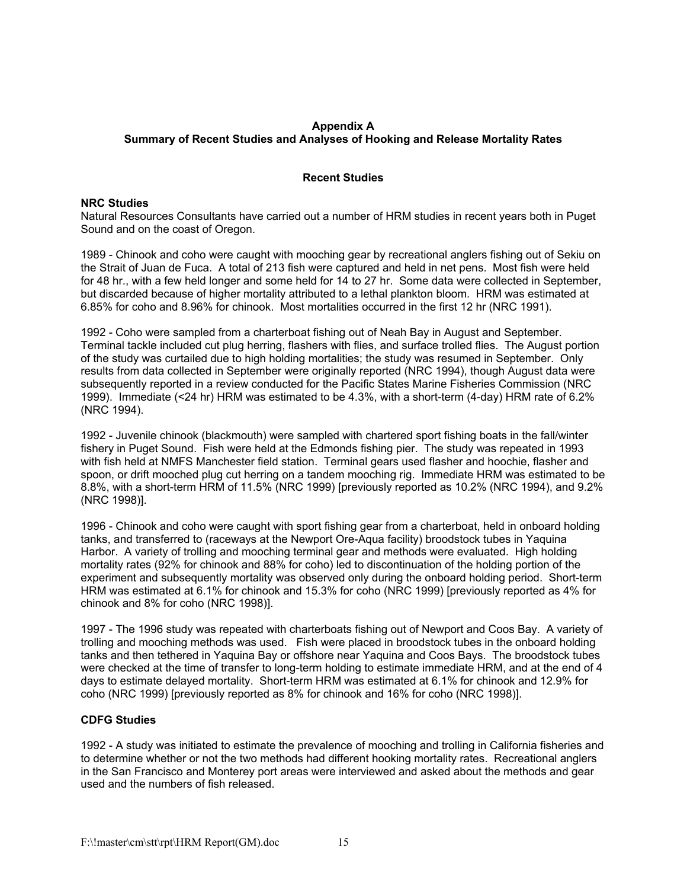# Appendix A
## Summary of Recent Studies and Analyses of Hooking and Release Mortality Rates

### Recent Studies

**NRC Studies**

Natural Resources Consultants have carried out a number of HRM studies in recent years both in Puget Sound and on the coast of Oregon.

1989 - Chinook and coho were caught with mooching gear by recreational anglers fishing out of Sekiu on the Strait of Juan de Fuca. A total of 213 fish were captured and held in net pens. Most fish were held for 48 hr., with a few held longer and some held for 14 to 27 hr. Some data were collected in September, but discarded because of higher mortality attributed to a lethal plankton bloom. HRM was estimated at 6.85% for coho and 8.96% for chinook. Most mortalities occurred in the first 12 hr (NRC 1991).

1992 - Coho were sampled from a charterboat fishing out of Neah Bay in August and September. Terminal tackle included cut plug herring, flashers with flies, and surface trolled flies. The August portion of the study was curtailed due to high holding mortalities; the study was resumed in September. Only results from data collected in September were originally reported (NRC 1994), though August data were subsequently reported in a review conducted for the Pacific States Marine Fisheries Commission (NRC 1999). Immediate (<24 hr) HRM was estimated to be 4.3%, with a short-term (4-day) HRM rate of 6.2% (NRC 1994).

1992 - Juvenile chinook (blackmouth) were sampled with chartered sport fishing boats in the fall/winter fishery in Puget Sound. Fish were held at the Edmonds fishing pier. The study was repeated in 1993 with fish held at NMFS Manchester field station. Terminal gears used flasher and hoochie, flasher and spoon, or drift mooched plug cut herring on a tandem mooching rig. Immediate HRM was estimated to be 8.8%, with a short-term HRM of 11.5% (NRC 1999) [previously reported as 10.2% (NRC 1994), and 9.2% (NRC 1998)].

1996 - Chinook and coho were caught with sport fishing gear from a charterboat, held in onboard holding tanks, and transferred to (raceways at the Newport Ore-Aqua facility) broodstock tubes in Yaquina Harbor. A variety of trolling and mooching terminal gear and methods were evaluated. High holding mortality rates (92% for chinook and 88% for coho) led to discontinuation of the holding portion of the experiment and subsequently mortality was observed only during the onboard holding period. Short-term HRM was estimated at 6.1% for chinook and 15.3% for coho (NRC 1999) [previously reported as 4% for chinook and 8% for coho (NRC 1998)].

1997 - The 1996 study was repeated with charterboats fishing out of Newport and Coos Bay. A variety of trolling and mooching methods was used. Fish were placed in broodstock tubes in the onboard holding tanks and then tethered in Yaquina Bay or offshore near Yaquina and Coos Bays. The broodstock tubes were checked at the time of transfer to long-term holding to estimate immediate HRM, and at the end of 4 days to estimate delayed mortality. Short-term HRM was estimated at 6.1% for chinook and 12.9% for coho (NRC 1999) [previously reported as 8% for chinook and 16% for coho (NRC 1998)].

**CDFG Studies**

1992 - A study was initiated to estimate the prevalence of mooching and trolling in California fisheries and to determine whether or not the two methods had different hooking mortality rates. Recreational anglers in the San Francisco and Monterey port areas were interviewed and asked about the methods and gear used and the numbers of fish released.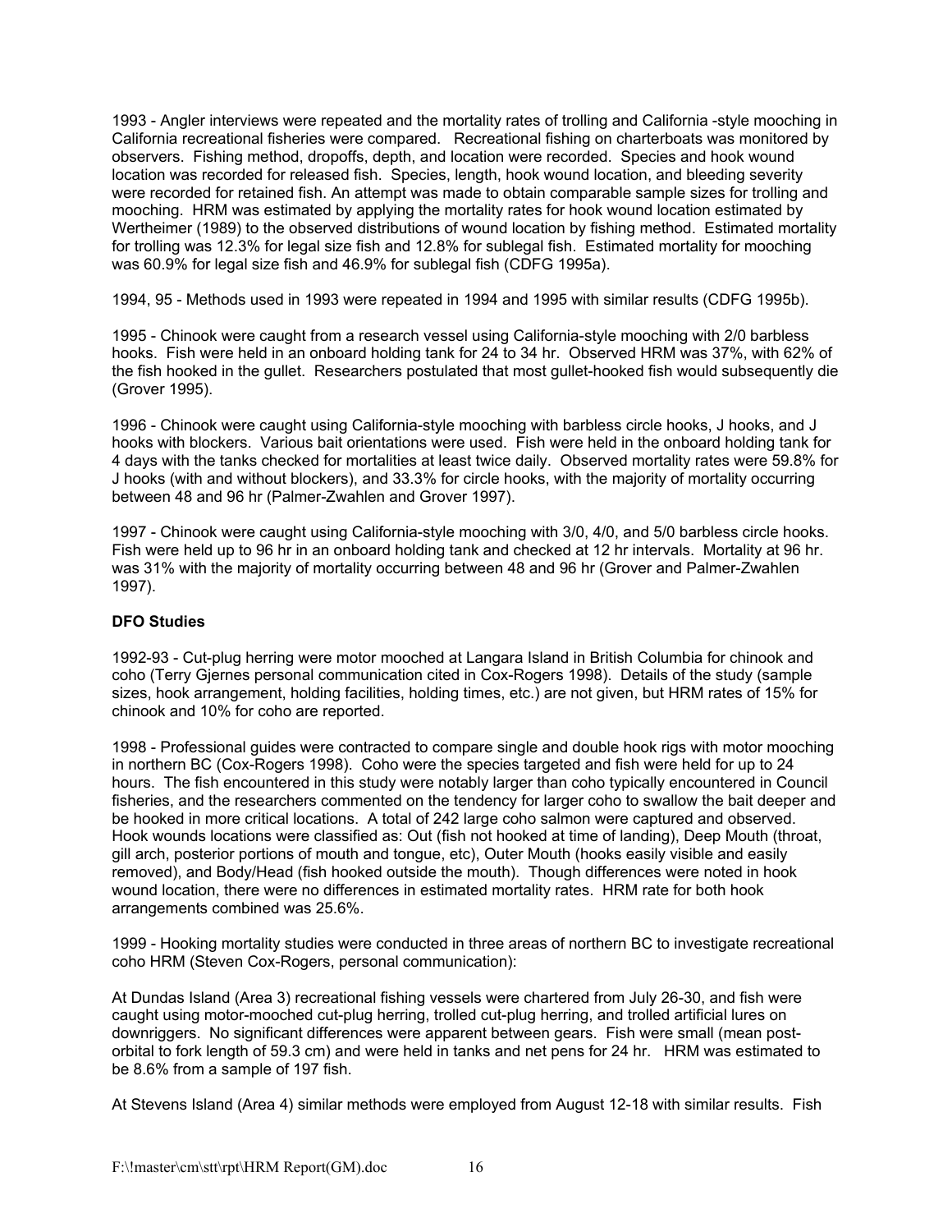1993 - Angler interviews were repeated and the mortality rates of trolling and California -style mooching in California recreational fisheries were compared. Recreational fishing on charterboats was monitored by observers. Fishing method, dropoffs, depth, and location were recorded. Species and hook wound location was recorded for released fish. Species, length, hook wound location, and bleeding severity were recorded for retained fish. An attempt was made to obtain comparable sample sizes for trolling and mooching. HRM was estimated by applying the mortality rates for hook wound location estimated by Wertheimer (1989) to the observed distributions of wound location by fishing method. Estimated mortality for trolling was 12.3% for legal size fish and 12.8% for sublegal fish. Estimated mortality for mooching was 60.9% for legal size fish and 46.9% for sublegal fish (CDFG 1995a).

1994, 95 - Methods used in 1993 were repeated in 1994 and 1995 with similar results (CDFG 1995b).

1995 - Chinook were caught from a research vessel using California-style mooching with 2/0 barbless hooks. Fish were held in an onboard holding tank for 24 to 34 hr. Observed HRM was 37%, with 62% of the fish hooked in the gullet. Researchers postulated that most gullet-hooked fish would subsequently die (Grover 1995).

1996 - Chinook were caught using California-style mooching with barbless circle hooks, J hooks, and J hooks with blockers. Various bait orientations were used. Fish were held in the onboard holding tank for 4 days with the tanks checked for mortalities at least twice daily. Observed mortality rates were 59.8% for J hooks (with and without blockers), and 33.3% for circle hooks, with the majority of mortality occurring between 48 and 96 hr (Palmer-Zwahlen and Grover 1997).

1997 - Chinook were caught using California-style mooching with 3/0, 4/0, and 5/0 barbless circle hooks. Fish were held up to 96 hr in an onboard holding tank and checked at 12 hr intervals. Mortality at 96 hr. was 31% with the majority of mortality occurring between 48 and 96 hr (Grover and Palmer-Zwahlen 1997).

**DFO Studies**

1992-93 - Cut-plug herring were motor mooched at Langara Island in British Columbia for chinook and coho (Terry Gjernes personal communication cited in Cox-Rogers 1998). Details of the study (sample sizes, hook arrangement, holding facilities, holding times, etc.) are not given, but HRM rates of 15% for chinook and 10% for coho are reported.

1998 - Professional guides were contracted to compare single and double hook rigs with motor mooching in northern BC (Cox-Rogers 1998). Coho were the species targeted and fish were held for up to 24 hours. The fish encountered in this study were notably larger than coho typically encountered in Council fisheries, and the researchers commented on the tendency for larger coho to swallow the bait deeper and be hooked in more critical locations. A total of 242 large coho salmon were captured and observed. Hook wounds locations were classified as: Out (fish not hooked at time of landing), Deep Mouth (throat, gill arch, posterior portions of mouth and tongue, etc), Outer Mouth (hooks easily visible and easily removed), and Body/Head (fish hooked outside the mouth). Though differences were noted in hook wound location, there were no differences in estimated mortality rates. HRM rate for both hook arrangements combined was 25.6%.

1999 - Hooking mortality studies were conducted in three areas of northern BC to investigate recreational coho HRM (Steven Cox-Rogers, personal communication):

At Dundas Island (Area 3) recreational fishing vessels were chartered from July 26-30, and fish were caught using motor-mooched cut-plug herring, trolled cut-plug herring, and trolled artificial lures on downriggers. No significant differences were apparent between gears. Fish were small (mean post-orbital to fork length of 59.3 cm) and were held in tanks and net pens for 24 hr. HRM was estimated to be 8.6% from a sample of 197 fish.

At Stevens Island (Area 4) similar methods were employed from August 12-18 with similar results. Fish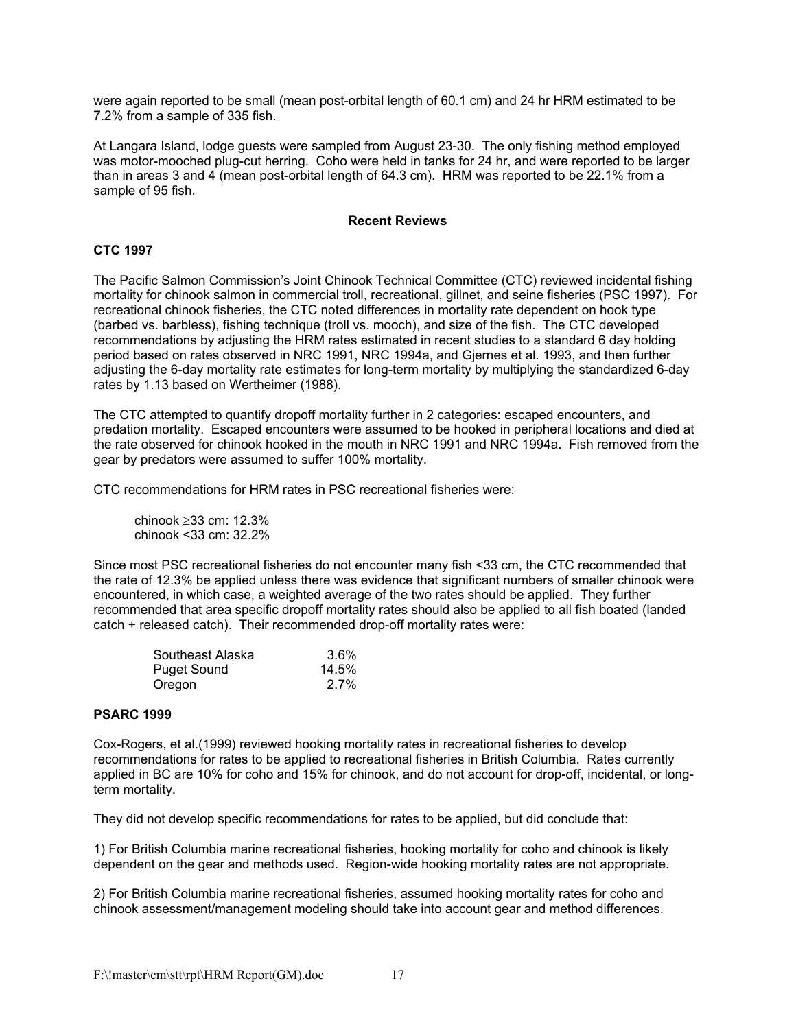were again reported to be small (mean post-orbital length of 60.1 cm) and 24 hr HRM estimated to be 7.2% from a sample of 335 fish.

At Langara Island, lodge guests were sampled from August 23-30. The only fishing method employed was motor-mooched plug-cut herring. Coho were held in tanks for 24 hr, and were reported to be larger than in areas 3 and 4 (mean post-orbital length of 64.3 cm). HRM was reported to be 22.1% from a sample of 95 fish.

## Recent Reviews

### CTC 1997

The Pacific Salmon Commission's Joint Chinook Technical Committee (CTC) reviewed incidental fishing mortality for chinook salmon in commercial troll, recreational, gillnet, and seine fisheries (PSC 1997). For recreational chinook fisheries, the CTC noted differences in mortality rate dependent on hook type (barbed vs. barbless), fishing technique (troll vs. mooch), and size of the fish. The CTC developed recommendations by adjusting the HRM rates estimated in recent studies to a standard 6 day holding period based on rates observed in NRC 1991, NRC 1994a, and Gjernes et al. 1993, and then further adjusting the 6-day mortality rate estimates for long-term mortality by multiplying the standardized 6-day rates by 1.13 based on Wertheimer (1988).

The CTC attempted to quantify dropoff mortality further in 2 categories: escaped encounters, and predation mortality. Escaped encounters were assumed to be hooked in peripheral locations and died at the rate observed for chinook hooked in the mouth in NRC 1991 and NRC 1994a. Fish removed from the gear by predators were assumed to suffer 100% mortality.

CTC recommendations for HRM rates in PSC recreational fisheries were:

chinook ≥33 cm: 12.3%
chinook <33 cm: 32.2%

Since most PSC recreational fisheries do not encounter many fish <33 cm, the CTC recommended that the rate of 12.3% be applied unless there was evidence that significant numbers of smaller chinook were encountered, in which case, a weighted average of the two rates should be applied. They further recommended that area specific dropoff mortality rates should also be applied to all fish boated (landed catch + released catch). Their recommended drop-off mortality rates were:

| | |
|---|---|
| Southeast Alaska | 3.6% |
| Puget Sound | 14.5% |
| Oregon | 2.7% |

### PSARC 1999

Cox-Rogers, et al.(1999) reviewed hooking mortality rates in recreational fisheries to develop recommendations for rates to be applied to recreational fisheries in British Columbia. Rates currently applied in BC are 10% for coho and 15% for chinook, and do not account for drop-off, incidental, or long-term mortality.

They did not develop specific recommendations for rates to be applied, but did conclude that:

1) For British Columbia marine recreational fisheries, hooking mortality for coho and chinook is likely dependent on the gear and methods used. Region-wide hooking mortality rates are not appropriate.

2) For British Columbia marine recreational fisheries, assumed hooking mortality rates for coho and chinook assessment/management modeling should take into account gear and method differences.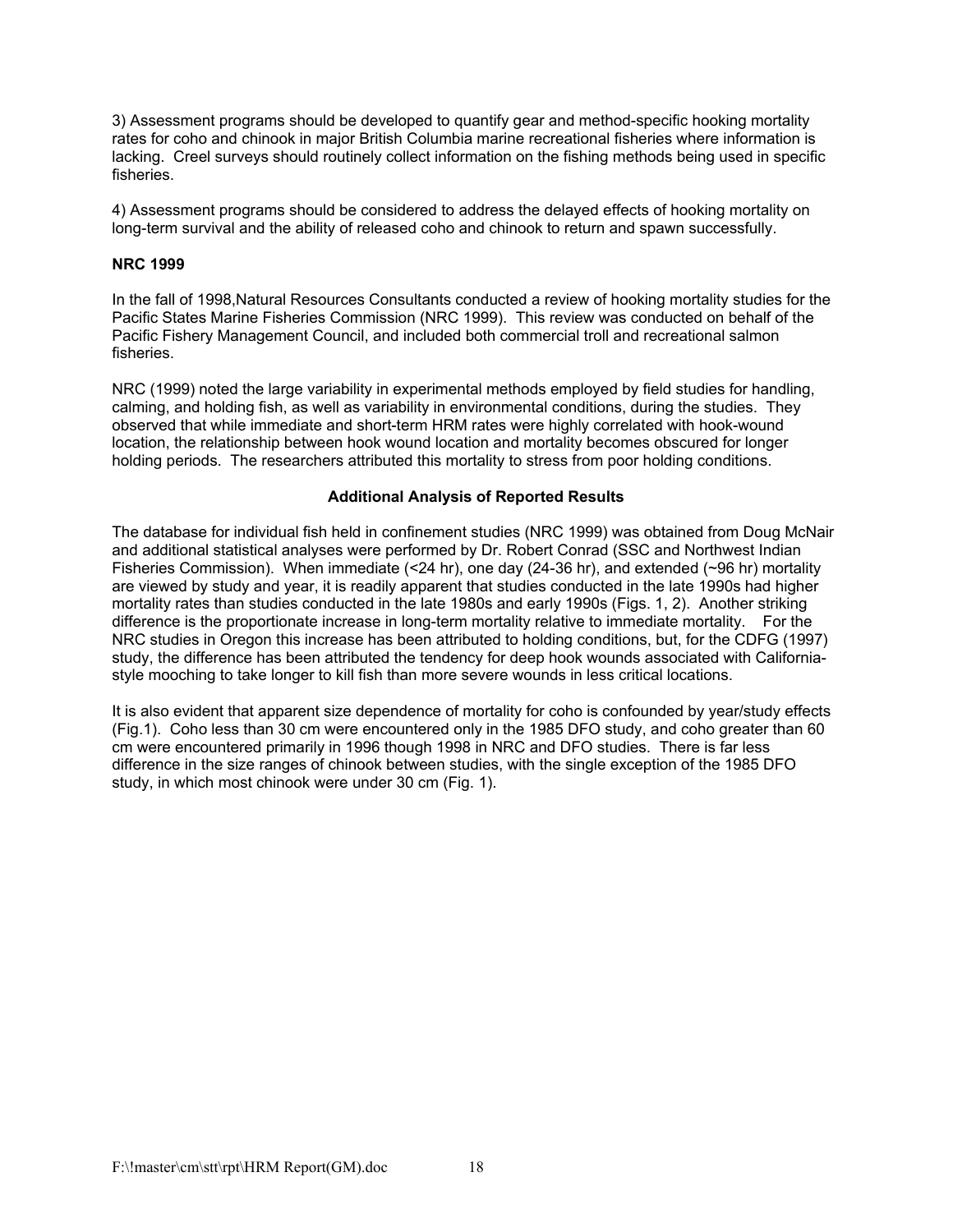3) Assessment programs should be developed to quantify gear and method-specific hooking mortality rates for coho and chinook in major British Columbia marine recreational fisheries where information is lacking. Creel surveys should routinely collect information on the fishing methods being used in specific fisheries.

4) Assessment programs should be considered to address the delayed effects of hooking mortality on long-term survival and the ability of released coho and chinook to return and spawn successfully.

**NRC 1999**

In the fall of 1998,Natural Resources Consultants conducted a review of hooking mortality studies for the Pacific States Marine Fisheries Commission (NRC 1999). This review was conducted on behalf of the Pacific Fishery Management Council, and included both commercial troll and recreational salmon fisheries.

NRC (1999) noted the large variability in experimental methods employed by field studies for handling, calming, and holding fish, as well as variability in environmental conditions, during the studies. They observed that while immediate and short-term HRM rates were highly correlated with hook-wound location, the relationship between hook wound location and mortality becomes obscured for longer holding periods. The researchers attributed this mortality to stress from poor holding conditions.

**Additional Analysis of Reported Results**

The database for individual fish held in confinement studies (NRC 1999) was obtained from Doug McNair and additional statistical analyses were performed by Dr. Robert Conrad (SSC and Northwest Indian Fisheries Commission). When immediate (<24 hr), one day (24-36 hr), and extended (~96 hr) mortality are viewed by study and year, it is readily apparent that studies conducted in the late 1990s had higher mortality rates than studies conducted in the late 1980s and early 1990s (Figs. 1, 2). Another striking difference is the proportionate increase in long-term mortality relative to immediate mortality. For the NRC studies in Oregon this increase has been attributed to holding conditions, but, for the CDFG (1997) study, the difference has been attributed the tendency for deep hook wounds associated with California-style mooching to take longer to kill fish than more severe wounds in less critical locations.

It is also evident that apparent size dependence of mortality for coho is confounded by year/study effects (Fig.1). Coho less than 30 cm were encountered only in the 1985 DFO study, and coho greater than 60 cm were encountered primarily in 1996 though 1998 in NRC and DFO studies. There is far less difference in the size ranges of chinook between studies, with the single exception of the 1985 DFO study, in which most chinook were under 30 cm (Fig. 1).